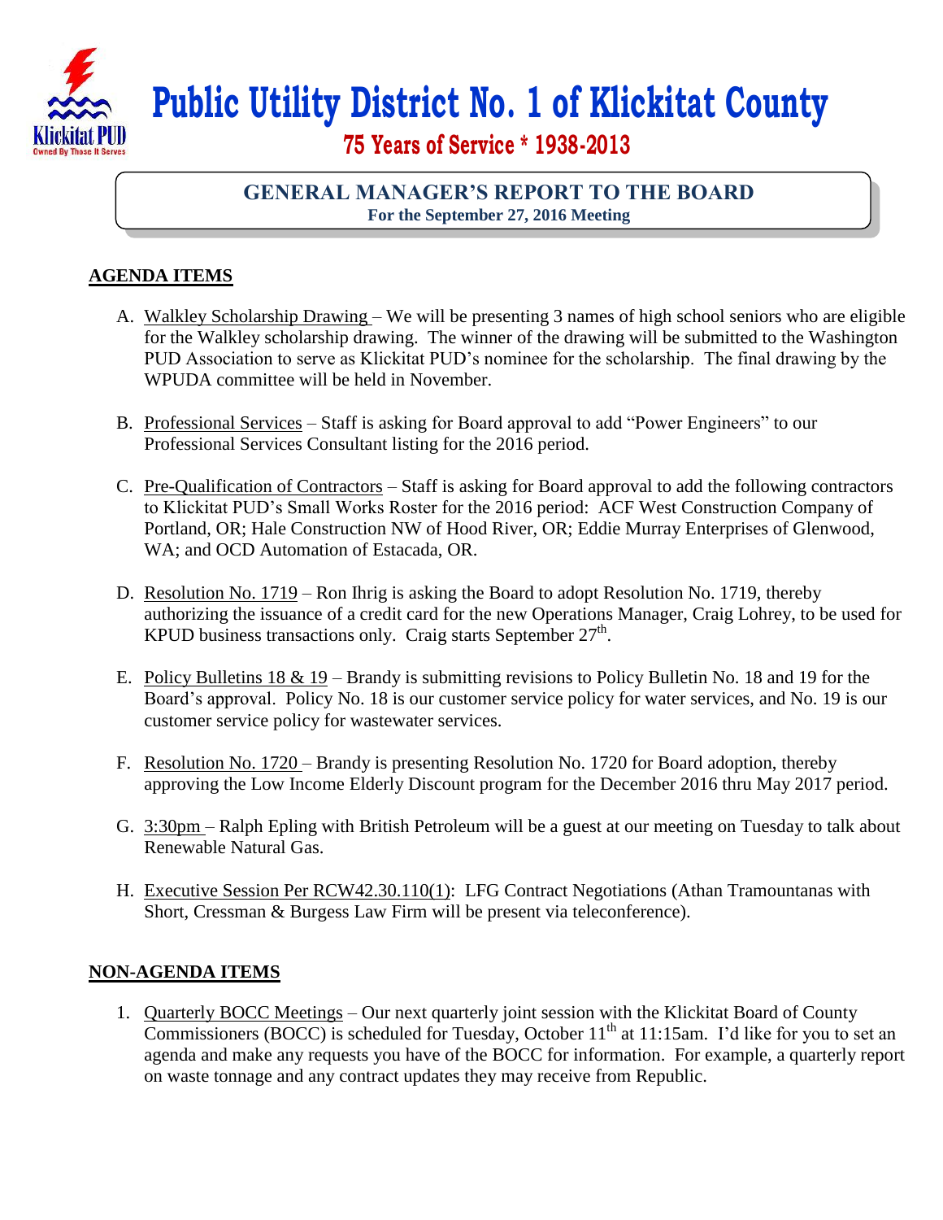# Public Utility District No. 1 of Klickitat County

## 75 Years of Service * 1938-2013

**GENERAL MANAGER'S REPORT TO THE BOARD**
**For the September 27, 2016 Meeting**

## AGENDA ITEMS

A. Walkley Scholarship Drawing – We will be presenting 3 names of high school seniors who are eligible for the Walkley scholarship drawing. The winner of the drawing will be submitted to the Washington PUD Association to serve as Klickitat PUD's nominee for the scholarship. The final drawing by the WPUDA committee will be held in November.

B. Professional Services – Staff is asking for Board approval to add "Power Engineers" to our Professional Services Consultant listing for the 2016 period.

C. Pre-Qualification of Contractors – Staff is asking for Board approval to add the following contractors to Klickitat PUD's Small Works Roster for the 2016 period: ACF West Construction Company of Portland, OR; Hale Construction NW of Hood River, OR; Eddie Murray Enterprises of Glenwood, WA; and OCD Automation of Estacada, OR.

D. Resolution No. 1719 – Ron Ihrig is asking the Board to adopt Resolution No. 1719, thereby authorizing the issuance of a credit card for the new Operations Manager, Craig Lohrey, to be used for KPUD business transactions only. Craig starts September 27th.

E. Policy Bulletins 18 & 19 – Brandy is submitting revisions to Policy Bulletin No. 18 and 19 for the Board's approval. Policy No. 18 is our customer service policy for water services, and No. 19 is our customer service policy for wastewater services.

F. Resolution No. 1720 – Brandy is presenting Resolution No. 1720 for Board adoption, thereby approving the Low Income Elderly Discount program for the December 2016 thru May 2017 period.

G. 3:30pm – Ralph Epling with British Petroleum will be a guest at our meeting on Tuesday to talk about Renewable Natural Gas.

H. Executive Session Per RCW42.30.110(1): LFG Contract Negotiations (Athan Tramountanas with Short, Cressman & Burgess Law Firm will be present via teleconference).

## NON-AGENDA ITEMS

1. Quarterly BOCC Meetings – Our next quarterly joint session with the Klickitat Board of County Commissioners (BOCC) is scheduled for Tuesday, October 11th at 11:15am. I'd like for you to set an agenda and make any requests you have of the BOCC for information. For example, a quarterly report on waste tonnage and any contract updates they may receive from Republic.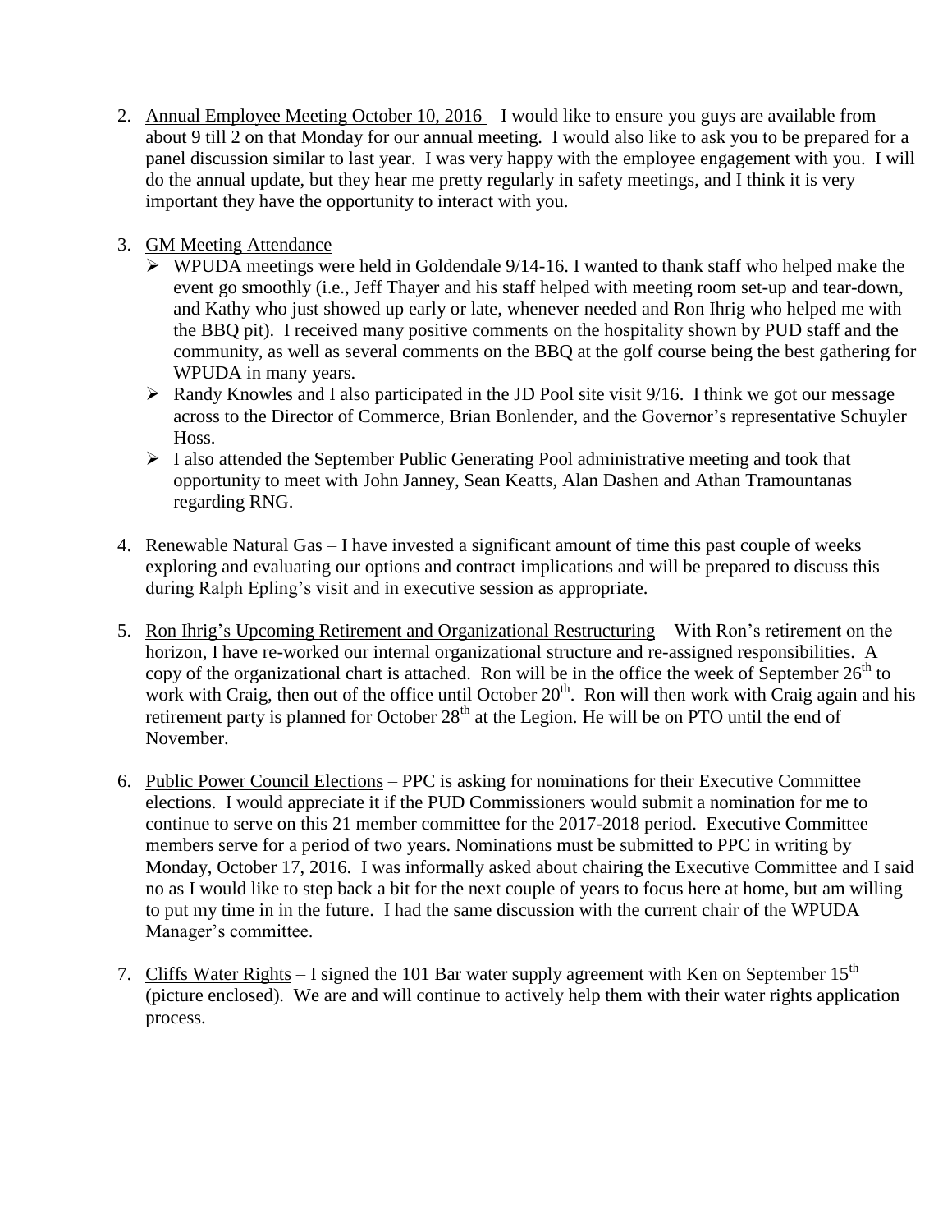2. Annual Employee Meeting October 10, 2016 – I would like to ensure you guys are available from about 9 till 2 on that Monday for our annual meeting. I would also like to ask you to be prepared for a panel discussion similar to last year. I was very happy with the employee engagement with you. I will do the annual update, but they hear me pretty regularly in safety meetings, and I think it is very important they have the opportunity to interact with you.

3. GM Meeting Attendance –
   - WPUDA meetings were held in Goldendale 9/14-16. I wanted to thank staff who helped make the event go smoothly (i.e., Jeff Thayer and his staff helped with meeting room set-up and tear-down, and Kathy who just showed up early or late, whenever needed and Ron Ihrig who helped me with the BBQ pit). I received many positive comments on the hospitality shown by PUD staff and the community, as well as several comments on the BBQ at the golf course being the best gathering for WPUDA in many years.
   - Randy Knowles and I also participated in the JD Pool site visit 9/16. I think we got our message across to the Director of Commerce, Brian Bonlender, and the Governor's representative Schuyler Hoss.
   - I also attended the September Public Generating Pool administrative meeting and took that opportunity to meet with John Janney, Sean Keatts, Alan Dashen and Athan Tramountanas regarding RNG.

4. Renewable Natural Gas – I have invested a significant amount of time this past couple of weeks exploring and evaluating our options and contract implications and will be prepared to discuss this during Ralph Epling's visit and in executive session as appropriate.

5. Ron Ihrig's Upcoming Retirement and Organizational Restructuring – With Ron's retirement on the horizon, I have re-worked our internal organizational structure and re-assigned responsibilities. A copy of the organizational chart is attached. Ron will be in the office the week of September 26th to work with Craig, then out of the office until October 20th. Ron will then work with Craig again and his retirement party is planned for October 28th at the Legion. He will be on PTO until the end of November.

6. Public Power Council Elections – PPC is asking for nominations for their Executive Committee elections. I would appreciate it if the PUD Commissioners would submit a nomination for me to continue to serve on this 21 member committee for the 2017-2018 period. Executive Committee members serve for a period of two years. Nominations must be submitted to PPC in writing by Monday, October 17, 2016. I was informally asked about chairing the Executive Committee and I said no as I would like to step back a bit for the next couple of years to focus here at home, but am willing to put my time in in the future. I had the same discussion with the current chair of the WPUDA Manager's committee.

7. Cliffs Water Rights – I signed the 101 Bar water supply agreement with Ken on September 15th (picture enclosed). We are and will continue to actively help them with their water rights application process.